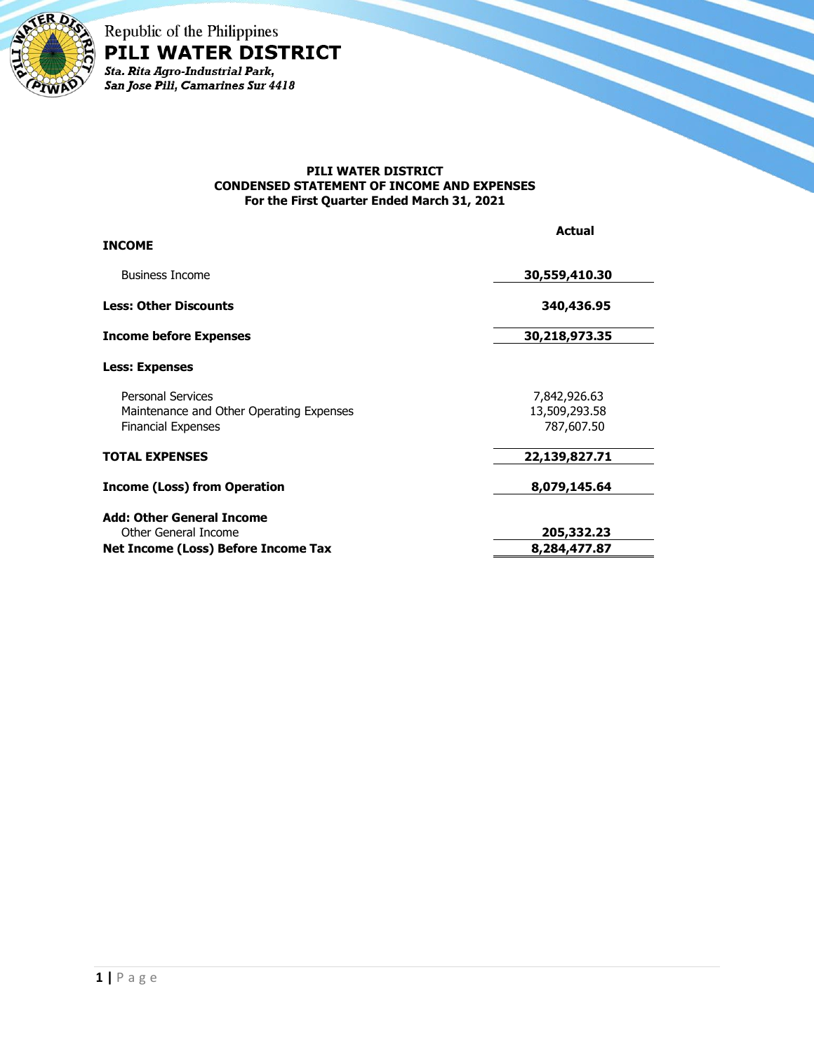Republic of the Philippines

**PILI WATER DISTRICT**

*Sta. Rita Agro-Industrial Park,*
*San Jose Pili, Camarines Sur 4418*

## PILI WATER DISTRICT
## CONDENSED STATEMENT OF INCOME AND EXPENSES
### For the First Quarter Ended March 31, 2021

| | Actual |
|---|---|
| **INCOME** | |
| Business Income | **30,559,410.30** |
| **Less: Other Discounts** | **340,436.95** |
| **Income before Expenses** | **30,218,973.35** |
| **Less: Expenses** | |
| Personal Services | 7,842,926.63 |
| Maintenance and Other Operating Expenses | 13,509,293.58 |
| Financial Expenses | 787,607.50 |
| **TOTAL EXPENSES** | **22,139,827.71** |
| **Income (Loss) from Operation** | **8,079,145.64** |
| **Add: Other General Income** | |
| Other General Income | **205,332.23** |
| **Net Income (Loss) Before Income Tax** | **8,284,477.87** |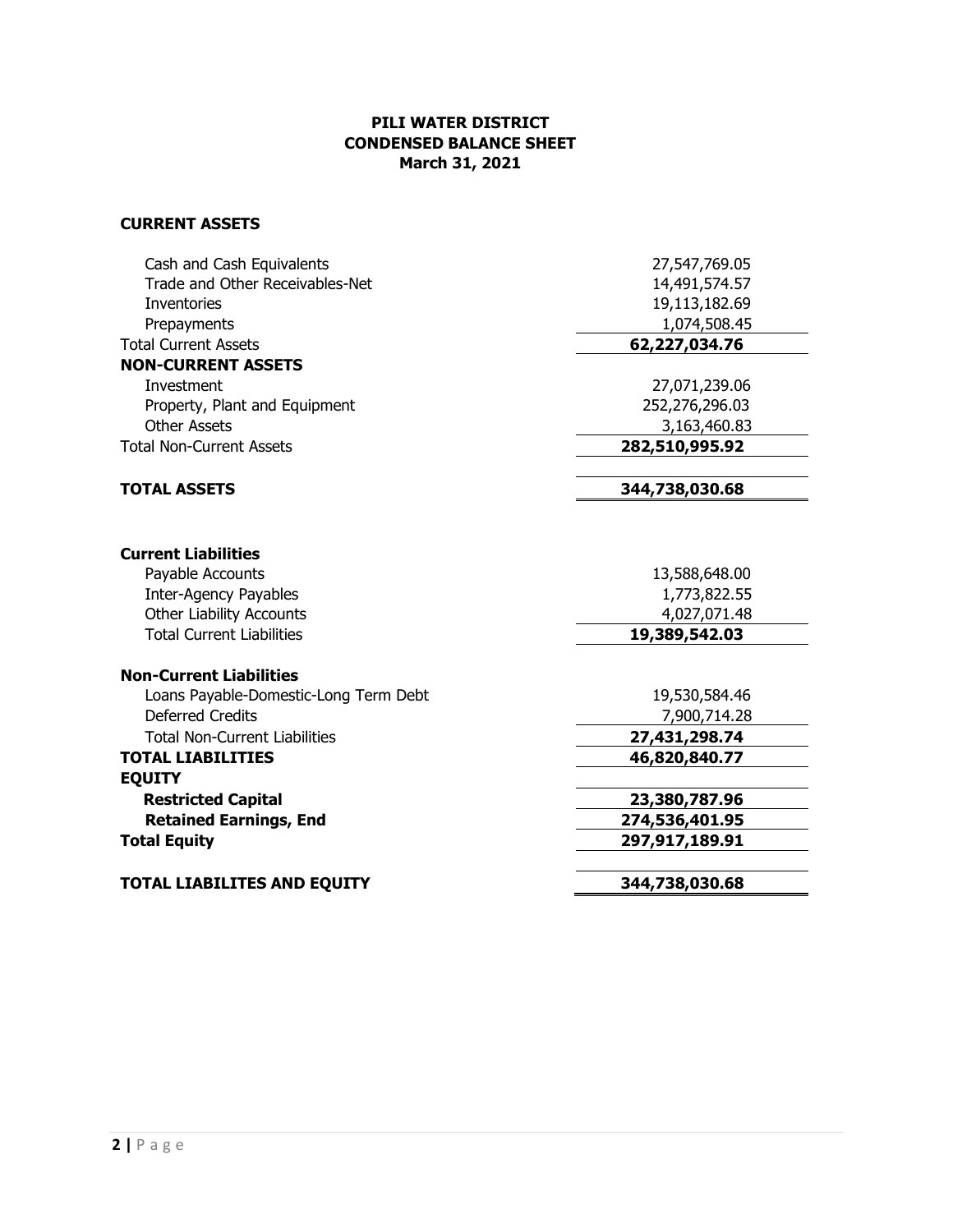**PILI WATER DISTRICT**
**CONDENSED BALANCE SHEET**
**March 31, 2021**

| | |
|---|---|
| **CURRENT ASSETS** | |
| Cash and Cash Equivalents | 27,547,769.05 |
| Trade and Other Receivables-Net | 14,491,574.57 |
| Inventories | 19,113,182.69 |
| Prepayments | 1,074,508.45 |
| Total Current Assets | **62,227,034.76** |
| **NON-CURRENT ASSETS** | |
| Investment | 27,071,239.06 |
| Property, Plant and Equipment | 252,276,296.03 |
| Other Assets | 3,163,460.83 |
| Total Non-Current Assets | **282,510,995.92** |
| **TOTAL ASSETS** | **344,738,030.68** |
| **Current Liabilities** | |
| Payable Accounts | 13,588,648.00 |
| Inter-Agency Payables | 1,773,822.55 |
| Other Liability Accounts | 4,027,071.48 |
| Total Current Liabilities | **19,389,542.03** |
| **Non-Current Liabilities** | |
| Loans Payable-Domestic-Long Term Debt | 19,530,584.46 |
| Deferred Credits | 7,900,714.28 |
| Total Non-Current Liabilities | **27,431,298.74** |
| **TOTAL LIABILITIES** | **46,820,840.77** |
| **EQUITY** | |
| **Restricted Capital** | **23,380,787.96** |
| **Retained Earnings, End** | **274,536,401.95** |
| **Total Equity** | **297,917,189.91** |
| **TOTAL LIABILITES AND EQUITY** | **344,738,030.68** |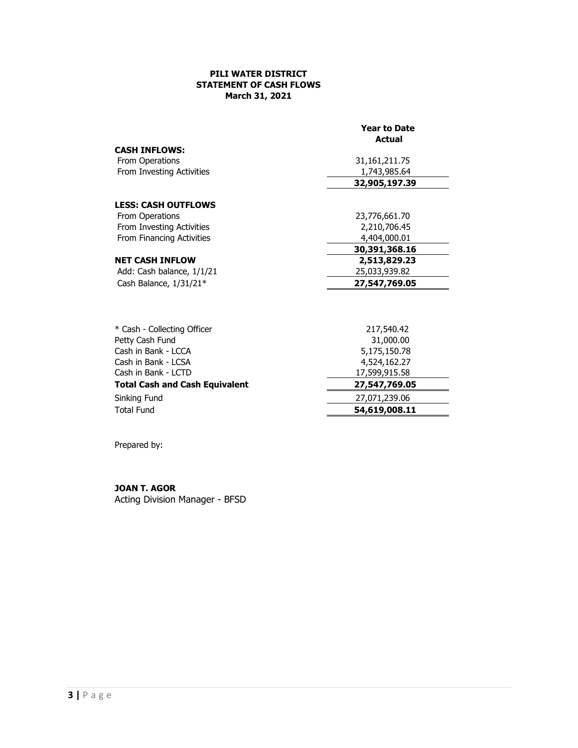**PILI WATER DISTRICT**
**STATEMENT OF CASH FLOWS**
**March 31, 2021**

| | Year to Date Actual |
|---|---|
| **CASH INFLOWS:** | |
| From Operations | 31,161,211.75 |
| From Investing Activities | 1,743,985.64 |
| | **32,905,197.39** |
| **LESS: CASH OUTFLOWS** | |
| From Operations | 23,776,661.70 |
| From Investing Activities | 2,210,706.45 |
| From Financing Activities | 4,404,000.01 |
| | **30,391,368.16** |
| **NET CASH INFLOW** | **2,513,829.23** |
| Add: Cash balance, 1/1/21 | 25,033,939.82 |
| Cash Balance, 1/31/21* | **27,547,769.05** |

| | |
|---|---|
| * Cash - Collecting Officer | 217,540.42 |
| Petty Cash Fund | 31,000.00 |
| Cash in Bank - LCCA | 5,175,150.78 |
| Cash in Bank - LCSA | 4,524,162.27 |
| Cash in Bank - LCTD | 17,599,915.58 |
| **Total Cash and Cash Equivalent** | **27,547,769.05** |
| Sinking Fund | 27,071,239.06 |
| Total Fund | **54,619,008.11** |

Prepared by:

**JOAN T. AGOR**
Acting Division Manager - BFSD